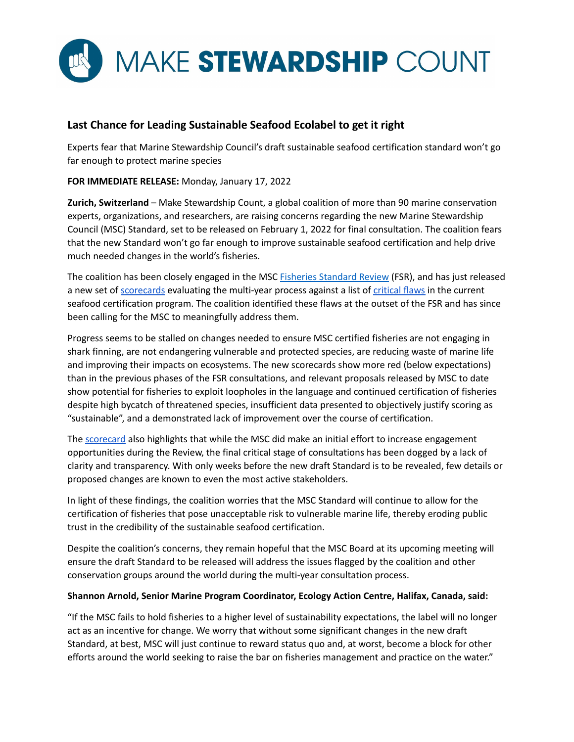# MAKE STEWARDSHIP COUNT

## Last Chance for Leading Sustainable Seafood Ecolabel to get it right

Experts fear that Marine Stewardship Council's draft sustainable seafood certification standard won't go far enough to protect marine species

**FOR IMMEDIATE RELEASE:** Monday, January 17, 2022

**Zurich, Switzerland** – Make Stewardship Count, a global coalition of more than 90 marine conservation experts, organizations, and researchers, are raising concerns regarding the new Marine Stewardship Council (MSC) Standard, set to be released on February 1, 2022 for final consultation. The coalition fears that the new Standard won't go far enough to improve sustainable seafood certification and help drive much needed changes in the world's fisheries.

The coalition has been closely engaged in the MSC Fisheries Standard Review (FSR), and has just released a new set of scorecards evaluating the multi-year process against a list of critical flaws in the current seafood certification program. The coalition identified these flaws at the outset of the FSR and has since been calling for the MSC to meaningfully address them.

Progress seems to be stalled on changes needed to ensure MSC certified fisheries are not engaging in shark finning, are not endangering vulnerable and protected species, are reducing waste of marine life and improving their impacts on ecosystems. The new scorecards show more red (below expectations) than in the previous phases of the FSR consultations, and relevant proposals released by MSC to date show potential for fisheries to exploit loopholes in the language and continued certification of fisheries despite high bycatch of threatened species, insufficient data presented to objectively justify scoring as "sustainable", and a demonstrated lack of improvement over the course of certification.

The scorecard also highlights that while the MSC did make an initial effort to increase engagement opportunities during the Review, the final critical stage of consultations has been dogged by a lack of clarity and transparency. With only weeks before the new draft Standard is to be revealed, few details or proposed changes are known to even the most active stakeholders.

In light of these findings, the coalition worries that the MSC Standard will continue to allow for the certification of fisheries that pose unacceptable risk to vulnerable marine life, thereby eroding public trust in the credibility of the sustainable seafood certification.

Despite the coalition's concerns, they remain hopeful that the MSC Board at its upcoming meeting will ensure the draft Standard to be released will address the issues flagged by the coalition and other conservation groups around the world during the multi-year consultation process.

**Shannon Arnold, Senior Marine Program Coordinator, Ecology Action Centre, Halifax, Canada, said:**

"If the MSC fails to hold fisheries to a higher level of sustainability expectations, the label will no longer act as an incentive for change. We worry that without some significant changes in the new draft Standard, at best, MSC will just continue to reward status quo and, at worst, become a block for other efforts around the world seeking to raise the bar on fisheries management and practice on the water."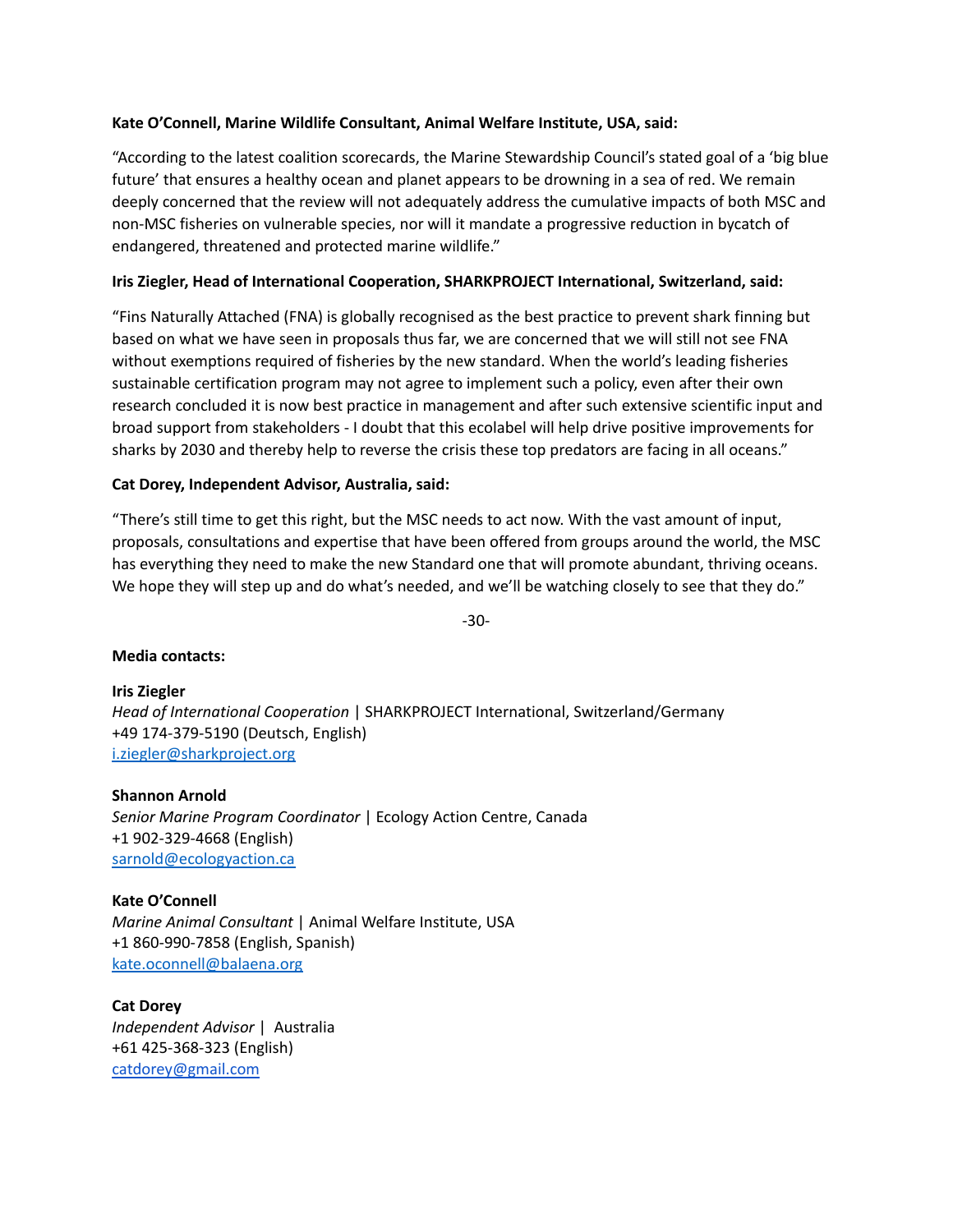**Kate O'Connell, Marine Wildlife Consultant, Animal Welfare Institute, USA, said:**

"According to the latest coalition scorecards, the Marine Stewardship Council's stated goal of a 'big blue future' that ensures a healthy ocean and planet appears to be drowning in a sea of red. We remain deeply concerned that the review will not adequately address the cumulative impacts of both MSC and non-MSC fisheries on vulnerable species, nor will it mandate a progressive reduction in bycatch of endangered, threatened and protected marine wildlife."

**Iris Ziegler, Head of International Cooperation, SHARKPROJECT International, Switzerland, said:**

"Fins Naturally Attached (FNA) is globally recognised as the best practice to prevent shark finning but based on what we have seen in proposals thus far, we are concerned that we will still not see FNA without exemptions required of fisheries by the new standard. When the world's leading fisheries sustainable certification program may not agree to implement such a policy, even after their own research concluded it is now best practice in management and after such extensive scientific input and broad support from stakeholders - I doubt that this ecolabel will help drive positive improvements for sharks by 2030 and thereby help to reverse the crisis these top predators are facing in all oceans."

**Cat Dorey, Independent Advisor, Australia, said:**

"There's still time to get this right, but the MSC needs to act now. With the vast amount of input, proposals, consultations and expertise that have been offered from groups around the world, the MSC has everything they need to make the new Standard one that will promote abundant, thriving oceans. We hope they will step up and do what's needed, and we'll be watching closely to see that they do."

-30-

**Media contacts:**

**Iris Ziegler**
*Head of International Cooperation* | SHARKPROJECT International, Switzerland/Germany
+49 174-379-5190 (Deutsch, English)
i.ziegler@sharkproject.org

**Shannon Arnold**
*Senior Marine Program Coordinator* | Ecology Action Centre, Canada
+1 902-329-4668 (English)
sarnold@ecologyaction.ca

**Kate O'Connell**
*Marine Animal Consultant* | Animal Welfare Institute, USA
+1 860-990-7858 (English, Spanish)
kate.oconnell@balaena.org

**Cat Dorey**
*Independent Advisor* | Australia
+61 425-368-323 (English)
catdorey@gmail.com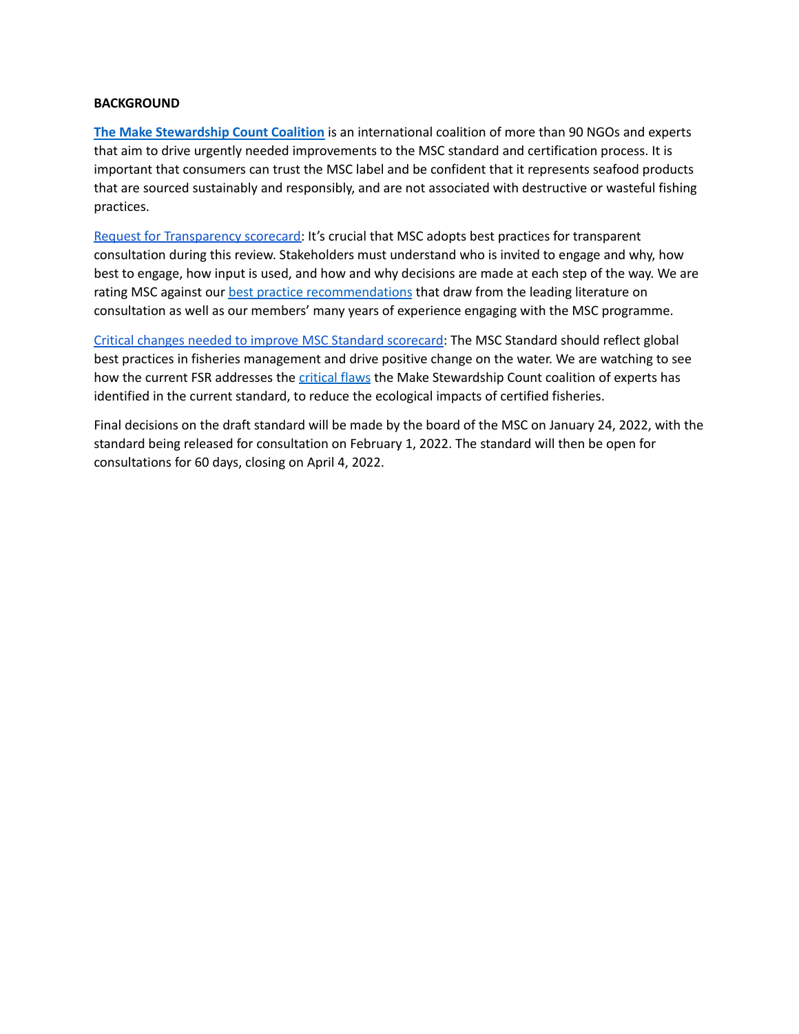**BACKGROUND**

**The Make Stewardship Count Coalition** is an international coalition of more than 90 NGOs and experts that aim to drive urgently needed improvements to the MSC standard and certification process. It is important that consumers can trust the MSC label and be confident that it represents seafood products that are sourced sustainably and responsibly, and are not associated with destructive or wasteful fishing practices.

Request for Transparency scorecard: It's crucial that MSC adopts best practices for transparent consultation during this review. Stakeholders must understand who is invited to engage and why, how best to engage, how input is used, and how and why decisions are made at each step of the way. We are rating MSC against our best practice recommendations that draw from the leading literature on consultation as well as our members' many years of experience engaging with the MSC programme.

Critical changes needed to improve MSC Standard scorecard: The MSC Standard should reflect global best practices in fisheries management and drive positive change on the water. We are watching to see how the current FSR addresses the critical flaws the Make Stewardship Count coalition of experts has identified in the current standard, to reduce the ecological impacts of certified fisheries.

Final decisions on the draft standard will be made by the board of the MSC on January 24, 2022, with the standard being released for consultation on February 1, 2022. The standard will then be open for consultations for 60 days, closing on April 4, 2022.